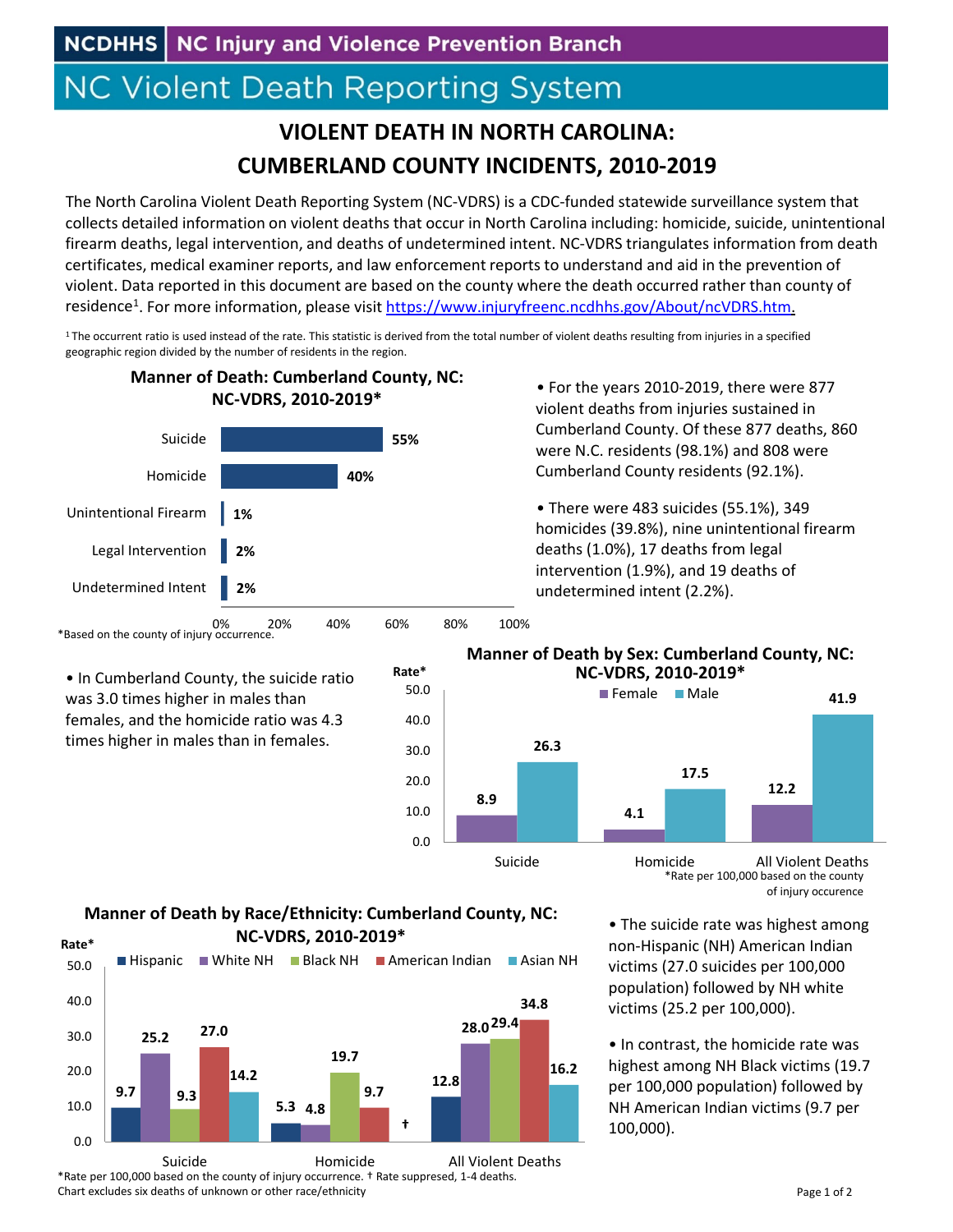NCDHHS | NC Injury and Violence Prevention Branch

# NC Violent Death Reporting System

## VIOLENT DEATH IN NORTH CAROLINA: CUMBERLAND COUNTY INCIDENTS, 2010-2019

The North Carolina Violent Death Reporting System (NC-VDRS) is a CDC-funded statewide surveillance system that collects detailed information on violent deaths that occur in North Carolina including: homicide, suicide, unintentional firearm deaths, legal intervention, and deaths of undetermined intent. NC-VDRS triangulates information from death certificates, medical examiner reports, and law enforcement reports to understand and aid in the prevention of violent. Data reported in this document are based on the county where the death occurred rather than county of residence[1]. For more information, please visit https://www.injuryfreenc.ncdhhs.gov/About/ncVDRS.htm.

[1] The occurrent ratio is used instead of the rate. This statistic is derived from the total number of violent deaths resulting from injuries in a specified geographic region divided by the number of residents in the region.

### Manner of Death: Cumberland County, NC: NC-VDRS, 2010-2019*

| Manner | Percent |
|---|---|
| Suicide | 55% |
| Homicide | 40% |
| Unintentional Firearm | 1% |
| Legal Intervention | 2% |
| Undetermined Intent | 2% |

*Based on the county of injury occurrence.

- For the years 2010-2019, there were 877 violent deaths from injuries sustained in Cumberland County. Of these 877 deaths, 860 were N.C. residents (98.1%) and 808 were Cumberland County residents (92.1%).
- There were 483 suicides (55.1%), 349 homicides (39.8%), nine unintentional firearm deaths (1.0%), 17 deaths from legal intervention (1.9%), and 19 deaths of undetermined intent (2.2%).
- In Cumberland County, the suicide ratio was 3.0 times higher in males than females, and the homicide ratio was 4.3 times higher in males than in females.

### Manner of Death by Sex: Cumberland County, NC: NC-VDRS, 2010-2019*

| Rate* | Female | Male |
|---|---|---|
| Suicide | 8.9 | 26.3 |
| Homicide | 4.1 | 17.5 |
| All Violent Deaths | 12.2 | 41.9 |

*Rate per 100,000 based on the county of injury occurence

### Manner of Death by Race/Ethnicity: Cumberland County, NC: NC-VDRS, 2010-2019*

| Rate* | Hispanic | White NH | Black NH | American Indian | Asian NH |
|---|---|---|---|---|---|
| Suicide | 9.7 | 25.2 | 9.3 | 27.0 | 14.2 |
| Homicide | 5.3 | 4.8 | 19.7 | 9.7 | † |
| All Violent Deaths | 12.8 | 28.0 | 29.4 | 34.8 | 16.2 |

*Rate per 100,000 based on the county of injury occurrence. † Rate suppressed, 1-4 deaths.
Chart excludes six deaths of unknown or other race/ethnicity

- The suicide rate was highest among non-Hispanic (NH) American Indian victims (27.0 suicides per 100,000 population) followed by NH white victims (25.2 per 100,000).
- In contrast, the homicide rate was highest among NH Black victims (19.7 per 100,000 population) followed by NH American Indian victims (9.7 per 100,000).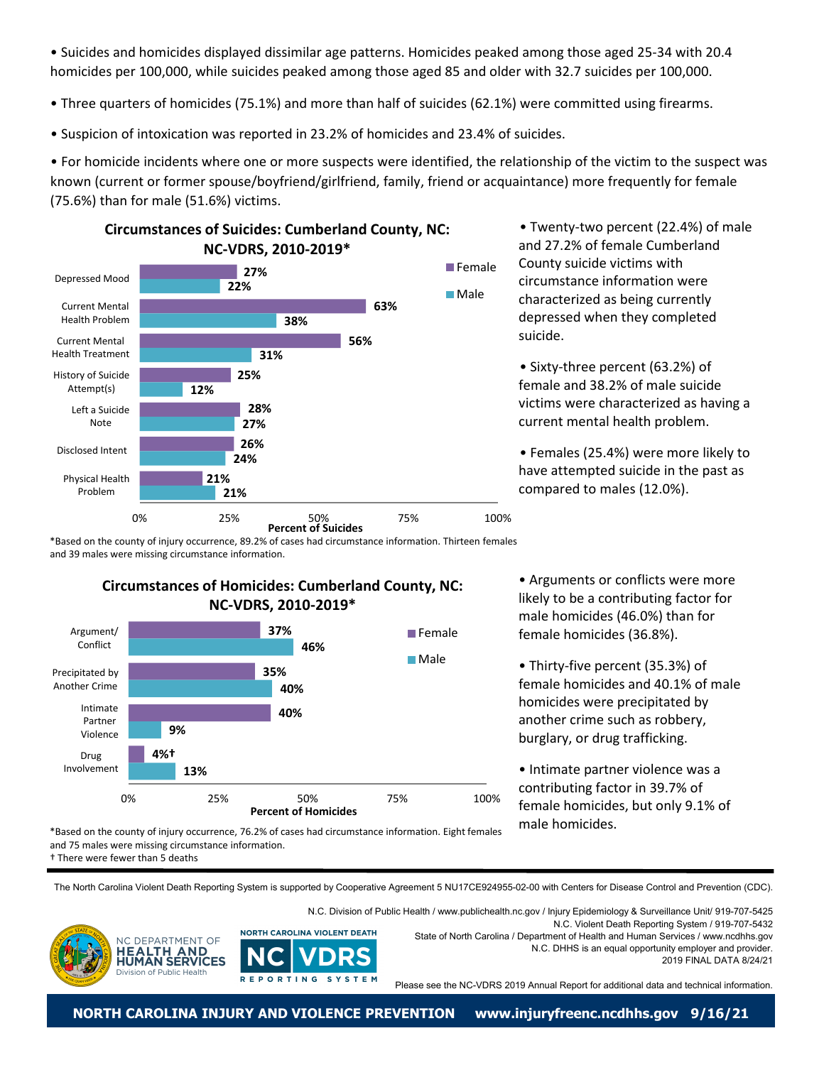• Suicides and homicides displayed dissimilar age patterns. Homicides peaked among those aged 25-34 with 20.4 homicides per 100,000, while suicides peaked among those aged 85 and older with 32.7 suicides per 100,000.

• Three quarters of homicides (75.1%) and more than half of suicides (62.1%) were committed using firearms.

• Suspicion of intoxication was reported in 23.2% of homicides and 23.4% of suicides.

• For homicide incidents where one or more suspects were identified, the relationship of the victim to the suspect was known (current or former spouse/boyfriend/girlfriend, family, friend or acquaintance) more frequently for female (75.6%) than for male (51.6%) victims.

## Circumstances of Suicides: Cumberland County, NC: NC-VDRS, 2010-2019*

Female
Male

Depressed Mood: 27%, 22%
Current Mental Health Problem: 63%, 38%
Current Mental Health Treatment: 56%, 31%
History of Suicide Attempt(s): 25%, 12%
Left a Suicide Note: 28%, 27%
Disclosed Intent: 26%, 24%
Physical Health Problem: 21%, 21%

0% 25% 50% 75% 100%
Percent of Suicides

*Based on the county of injury occurrence, 89.2% of cases had circumstance information. Thirteen females and 39 males were missing circumstance information.

• Twenty-two percent (22.4%) of male and 27.2% of female Cumberland County suicide victims with circumstance information were characterized as being currently depressed when they completed suicide.

• Sixty-three percent (63.2%) of female and 38.2% of male suicide victims were characterized as having a current mental health problem.

• Females (25.4%) were more likely to have attempted suicide in the past as compared to males (12.0%).

## Circumstances of Homicides: Cumberland County, NC: NC-VDRS, 2010-2019*

Female
Male

Argument/ Conflict: 37%, 46%
Precipitated by Another Crime: 35%, 40%
Intimate Partner Violence: 40%, 9%
Drug Involvement: 4%†, 13%

0% 25% 50% 75% 100%
Percent of Homicides

*Based on the county of injury occurrence, 76.2% of cases had circumstance information. Eight females and 75 males were missing circumstance information.
† There were fewer than 5 deaths

• Arguments or conflicts were more likely to be a contributing factor for male homicides (46.0%) than for female homicides (36.8%).

• Thirty-five percent (35.3%) of female homicides and 40.1% of male homicides were precipitated by another crime such as robbery, burglary, or drug trafficking.

• Intimate partner violence was a contributing factor in 39.7% of female homicides, but only 9.1% of male homicides.

The North Carolina Violent Death Reporting System is supported by Cooperative Agreement 5 NU17CE924955-02-00 with Centers for Disease Control and Prevention (CDC).

N.C. Division of Public Health / www.publichealth.nc.gov / Injury Epidemiology & Surveillance Unit/ 919-707-5425
N.C. Violent Death Reporting System / 919-707-5432
State of North Carolina / Department of Health and Human Services / www.ncdhhs.gov
N.C. DHHS is an equal opportunity employer and provider.
2019 FINAL DATA 8/24/21

NC DEPARTMENT OF HEALTH AND HUMAN SERVICES Division of Public Health

NORTH CAROLINA VIOLENT DEATH NC VDRS REPORTING SYSTEM

Please see the NC-VDRS 2019 Annual Report for additional data and technical information.

**NORTH CAROLINA INJURY AND VIOLENCE PREVENTION www.injuryfreenc.ncdhhs.gov 9/16/21**